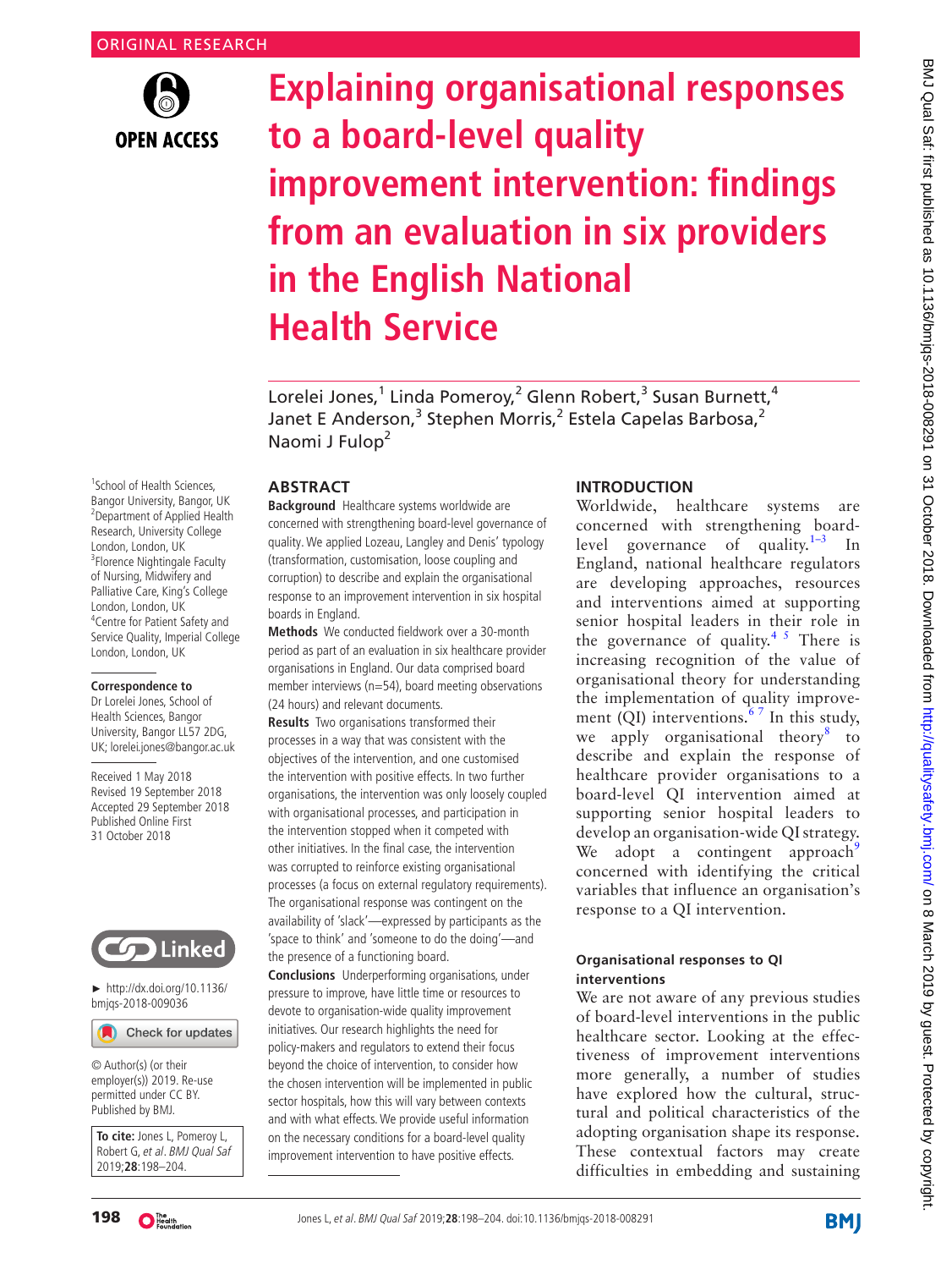ORIGINAL RESEARCH

# Explaining organisational responses to a board-level quality improvement intervention: findings from an evaluation in six providers in the English National Health Service

Lorelei Jones,[1] Linda Pomeroy,[2] Glenn Robert,[3] Susan Burnett,[4] Janet E Anderson,[3] Stephen Morris,[2] Estela Capelas Barbosa,[2] Naomi J Fulop[2]

[1]School of Health Sciences, Bangor University, Bangor, UK
[2]Department of Applied Health Research, University College London, London, UK
[3]Florence Nightingale Faculty of Nursing, Midwifery and Palliative Care, King's College London, London, UK
[4]Centre for Patient Safety and Service Quality, Imperial College London, London, UK

**Correspondence to**
Dr Lorelei Jones, School of Health Sciences, Bangor University, Bangor LL57 2DG, UK; lorelei.jones@bangor.ac.uk

Received 1 May 2018
Revised 19 September 2018
Accepted 29 September 2018
Published Online First 31 October 2018

► http://dx.doi.org/10.1136/bmjqs-2018-009036

© Author(s) (or their employer(s)) 2019. Re-use permitted under CC BY. Published by BMJ.

**To cite:** Jones L, Pomeroy L, Robert G, *et al. BMJ Qual Saf* 2019;**28**:198–204.

## ABSTRACT

**Background** Healthcare systems worldwide are concerned with strengthening board-level governance of quality. We applied Lozeau, Langley and Denis' typology (transformation, customisation, loose coupling and corruption) to describe and explain the organisational response to an improvement intervention in six hospital boards in England.

**Methods** We conducted fieldwork over a 30-month period as part of an evaluation in six healthcare provider organisations in England. Our data comprised board member interviews (n=54), board meeting observations (24 hours) and relevant documents.

**Results** Two organisations transformed their processes in a way that was consistent with the objectives of the intervention, and one customised the intervention with positive effects. In two further organisations, the intervention was only loosely coupled with organisational processes, and participation in the intervention stopped when it competed with other initiatives. In the final case, the intervention was corrupted to reinforce existing organisational processes (a focus on external regulatory requirements). The organisational response was contingent on the availability of 'slack'—expressed by participants as the 'space to think' and 'someone to do the doing'—and the presence of a functioning board.

**Conclusions** Underperforming organisations, under pressure to improve, have little time or resources to devote to organisation-wide quality improvement initiatives. Our research highlights the need for policy-makers and regulators to extend their focus beyond the choice of intervention, to consider how the chosen intervention will be implemented in public sector hospitals, how this will vary between contexts and with what effects. We provide useful information on the necessary conditions for a board-level quality improvement intervention to have positive effects.

## INTRODUCTION

Worldwide, healthcare systems are concerned with strengthening board-level governance of quality.[1–3] In England, national healthcare regulators are developing approaches, resources and interventions aimed at supporting senior hospital leaders in their role in the governance of quality.[4 5] There is increasing recognition of the value of organisational theory for understanding the implementation of quality improvement (QI) interventions.[6 7] In this study, we apply organisational theory[8] to describe and explain the response of healthcare provider organisations to a board-level QI intervention aimed at supporting senior hospital leaders to develop an organisation-wide QI strategy. We adopt a contingent approach[9] concerned with identifying the critical variables that influence an organisation's response to a QI intervention.

### Organisational responses to QI interventions

We are not aware of any previous studies of board-level interventions in the public healthcare sector. Looking at the effectiveness of improvement interventions more generally, a number of studies have explored how the cultural, structural and political characteristics of the adopting organisation shape its response. These contextual factors may create difficulties in embedding and sustaining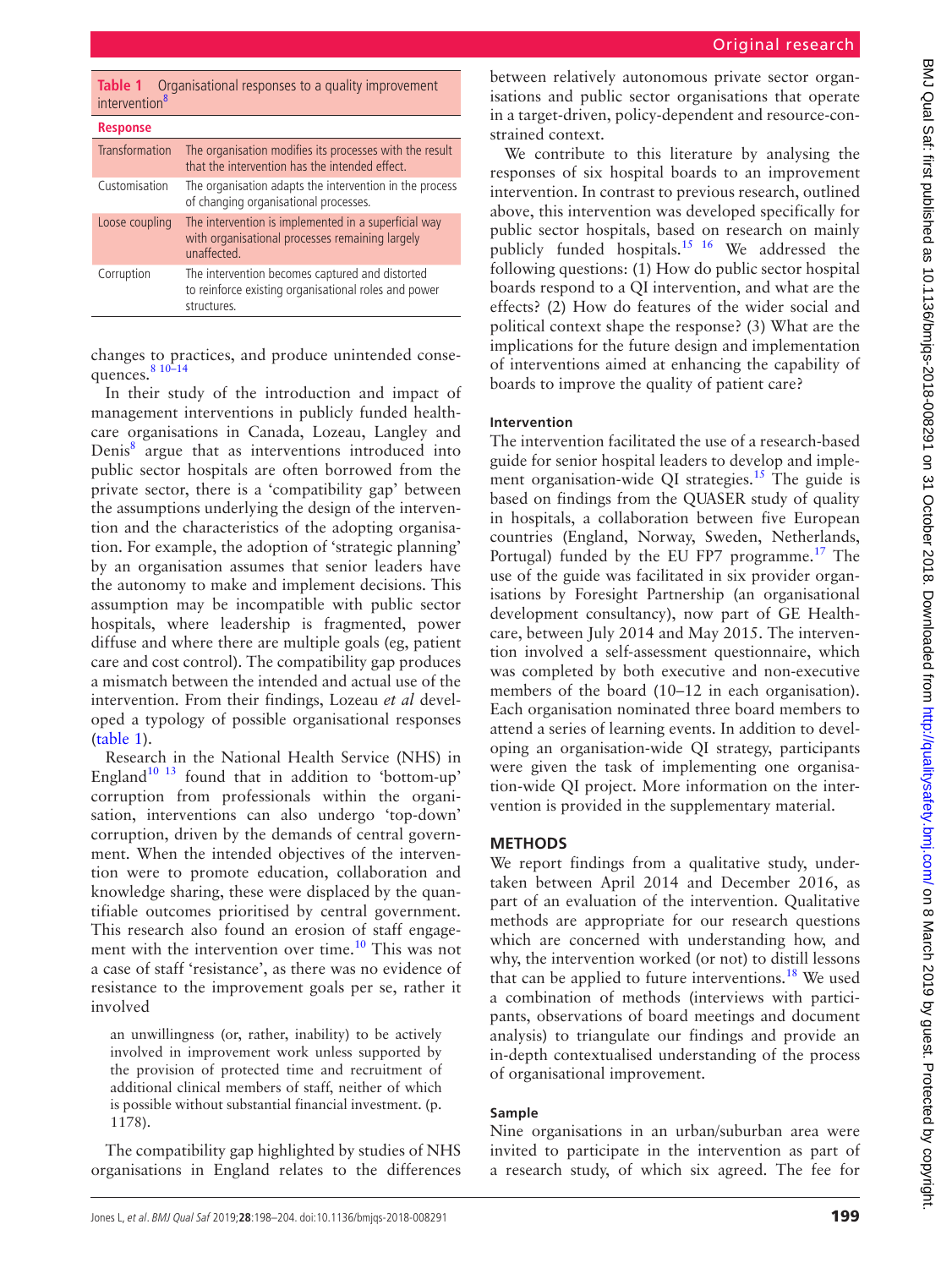**Table 1** Organisational responses to a quality improvement intervention[8]

| Response | |
|---|---|
| Transformation | The organisation modifies its processes with the result that the intervention has the intended effect. |
| Customisation | The organisation adapts the intervention in the process of changing organisational processes. |
| Loose coupling | The intervention is implemented in a superficial way with organisational processes remaining largely unaffected. |
| Corruption | The intervention becomes captured and distorted to reinforce existing organisational roles and power structures. |

changes to practices, and produce unintended consequences.[8 10–14]

In their study of the introduction and impact of management interventions in publicly funded healthcare organisations in Canada, Lozeau, Langley and Denis[8] argue that as interventions introduced into public sector hospitals are often borrowed from the private sector, there is a 'compatibility gap' between the assumptions underlying the design of the intervention and the characteristics of the adopting organisation. For example, the adoption of 'strategic planning' by an organisation assumes that senior leaders have the autonomy to make and implement decisions. This assumption may be incompatible with public sector hospitals, where leadership is fragmented, power diffuse and where there are multiple goals (eg, patient care and cost control). The compatibility gap produces a mismatch between the intended and actual use of the intervention. From their findings, Lozeau *et al* developed a typology of possible organisational responses (table 1).

Research in the National Health Service (NHS) in England[10 13] found that in addition to 'bottom-up' corruption from professionals within the organisation, interventions can also undergo 'top-down' corruption, driven by the demands of central government. When the intended objectives of the intervention were to promote education, collaboration and knowledge sharing, these were displaced by the quantifiable outcomes prioritised by central government. This research also found an erosion of staff engagement with the intervention over time.[10] This was not a case of staff 'resistance', as there was no evidence of resistance to the improvement goals per se, rather it involved

> an unwillingness (or, rather, inability) to be actively involved in improvement work unless supported by the provision of protected time and recruitment of additional clinical members of staff, neither of which is possible without substantial financial investment. (p. 1178).

The compatibility gap highlighted by studies of NHS organisations in England relates to the differences between relatively autonomous private sector organisations and public sector organisations that operate in a target-driven, policy-dependent and resource-constrained context.

We contribute to this literature by analysing the responses of six hospital boards to an improvement intervention. In contrast to previous research, outlined above, this intervention was developed specifically for public sector hospitals, based on research on mainly publicly funded hospitals.[15 16] We addressed the following questions: (1) How do public sector hospital boards respond to a QI intervention, and what are the effects? (2) How do features of the wider social and political context shape the response? (3) What are the implications for the future design and implementation of interventions aimed at enhancing the capability of boards to improve the quality of patient care?

### Intervention

The intervention facilitated the use of a research-based guide for senior hospital leaders to develop and implement organisation-wide QI strategies.[15] The guide is based on findings from the QUASER study of quality in hospitals, a collaboration between five European countries (England, Norway, Sweden, Netherlands, Portugal) funded by the EU FP7 programme.[17] The use of the guide was facilitated in six provider organisations by Foresight Partnership (an organisational development consultancy), now part of GE Healthcare, between July 2014 and May 2015. The intervention involved a self-assessment questionnaire, which was completed by both executive and non-executive members of the board (10–12 in each organisation). Each organisation nominated three board members to attend a series of learning events. In addition to developing an organisation-wide QI strategy, participants were given the task of implementing one organisation-wide QI project. More information on the intervention is provided in the supplementary material.

## METHODS

We report findings from a qualitative study, undertaken between April 2014 and December 2016, as part of an evaluation of the intervention. Qualitative methods are appropriate for our research questions which are concerned with understanding how, and why, the intervention worked (or not) to distill lessons that can be applied to future interventions.[18] We used a combination of methods (interviews with participants, observations of board meetings and document analysis) to triangulate our findings and provide an in-depth contextualised understanding of the process of organisational improvement.

### Sample

Nine organisations in an urban/suburban area were invited to participate in the intervention as part of a research study, of which six agreed. The fee for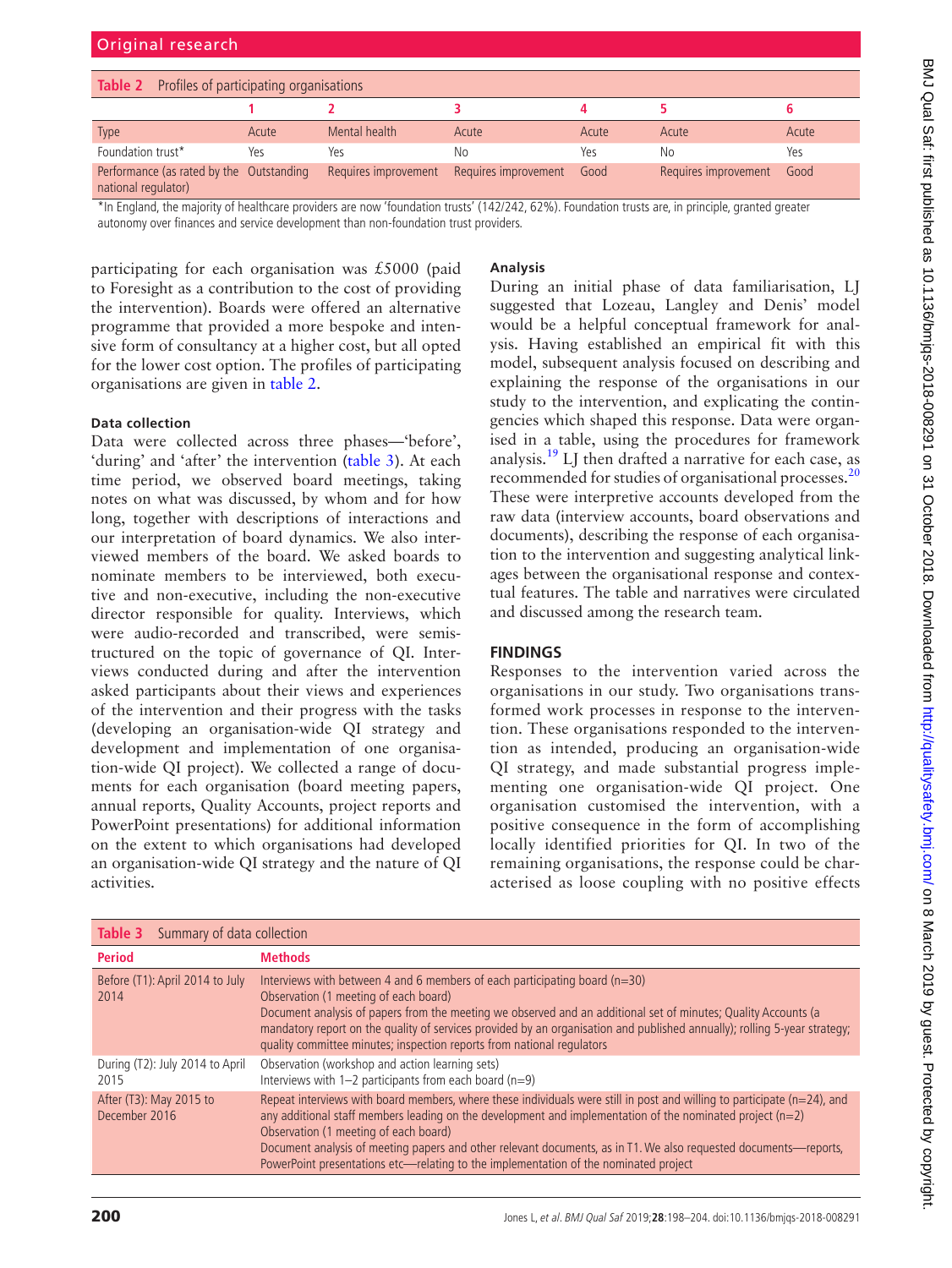**Table 2** Profiles of participating organisations

| | 1 | 2 | 3 | 4 | 5 | 6 |
|---|---|---|---|---|---|---|
| Type | Acute | Mental health | Acute | Acute | Acute | Acute |
| Foundation trust* | Yes | Yes | No | Yes | No | Yes |
| Performance (as rated by the national regulator) | Outstanding | Requires improvement | Requires improvement | Good | Requires improvement | Good |

*In England, the majority of healthcare providers are now 'foundation trusts' (142/242, 62%). Foundation trusts are, in principle, granted greater autonomy over finances and service development than non-foundation trust providers.

participating for each organisation was £5000 (paid to Foresight as a contribution to the cost of providing the intervention). Boards were offered an alternative programme that provided a more bespoke and intensive form of consultancy at a higher cost, but all opted for the lower cost option. The profiles of participating organisations are given in table 2.

### Data collection

Data were collected across three phases—'before', 'during' and 'after' the intervention (table 3). At each time period, we observed board meetings, taking notes on what was discussed, by whom and for how long, together with descriptions of interactions and our interpretation of board dynamics. We also interviewed members of the board. We asked boards to nominate members to be interviewed, both executive and non-executive, including the non-executive director responsible for quality. Interviews, which were audio-recorded and transcribed, were semistructured on the topic of governance of QI. Interviews conducted during and after the intervention asked participants about their views and experiences of the intervention and their progress with the tasks (developing an organisation-wide QI strategy and development and implementation of one organisation-wide QI project). We collected a range of documents for each organisation (board meeting papers, annual reports, Quality Accounts, project reports and PowerPoint presentations) for additional information on the extent to which organisations had developed an organisation-wide QI strategy and the nature of QI activities.

### Analysis

During an initial phase of data familiarisation, LJ suggested that Lozeau, Langley and Denis' model would be a helpful conceptual framework for analysis. Having established an empirical fit with this model, subsequent analysis focused on describing and explaining the response of the organisations in our study to the intervention, and explicating the contingencies which shaped this response. Data were organised in a table, using the procedures for framework analysis.[19] LJ then drafted a narrative for each case, as recommended for studies of organisational processes.[20] These were interpretive accounts developed from the raw data (interview accounts, board observations and documents), describing the response of each organisation to the intervention and suggesting analytical linkages between the organisational response and contextual features. The table and narratives were circulated and discussed among the research team.

## FINDINGS

Responses to the intervention varied across the organisations in our study. Two organisations transformed work processes in response to the intervention. These organisations responded to the intervention as intended, producing an organisation-wide QI strategy, and made substantial progress implementing one organisation-wide QI project. One organisation customised the intervention, with a positive consequence in the form of accomplishing locally identified priorities for QI. In two of the remaining organisations, the response could be characterised as loose coupling with no positive effects

**Table 3** Summary of data collection

| Period | Methods |
|---|---|
| Before (T1): April 2014 to July 2014 | Interviews with between 4 and 6 members of each participating board (n=30)<br>Observation (1 meeting of each board)<br>Document analysis of papers from the meeting we observed and an additional set of minutes; Quality Accounts (a mandatory report on the quality of services provided by an organisation and published annually); rolling 5-year strategy; quality committee minutes; inspection reports from national regulators |
| During (T2): July 2014 to April 2015 | Observation (workshop and action learning sets)<br>Interviews with 1–2 participants from each board (n=9) |
| After (T3): May 2015 to December 2016 | Repeat interviews with board members, where these individuals were still in post and willing to participate (n=24), and any additional staff members leading on the development and implementation of the nominated project (n=2)<br>Observation (1 meeting of each board)<br>Document analysis of meeting papers and other relevant documents, as in T1. We also requested documents—reports, PowerPoint presentations etc—relating to the implementation of the nominated project |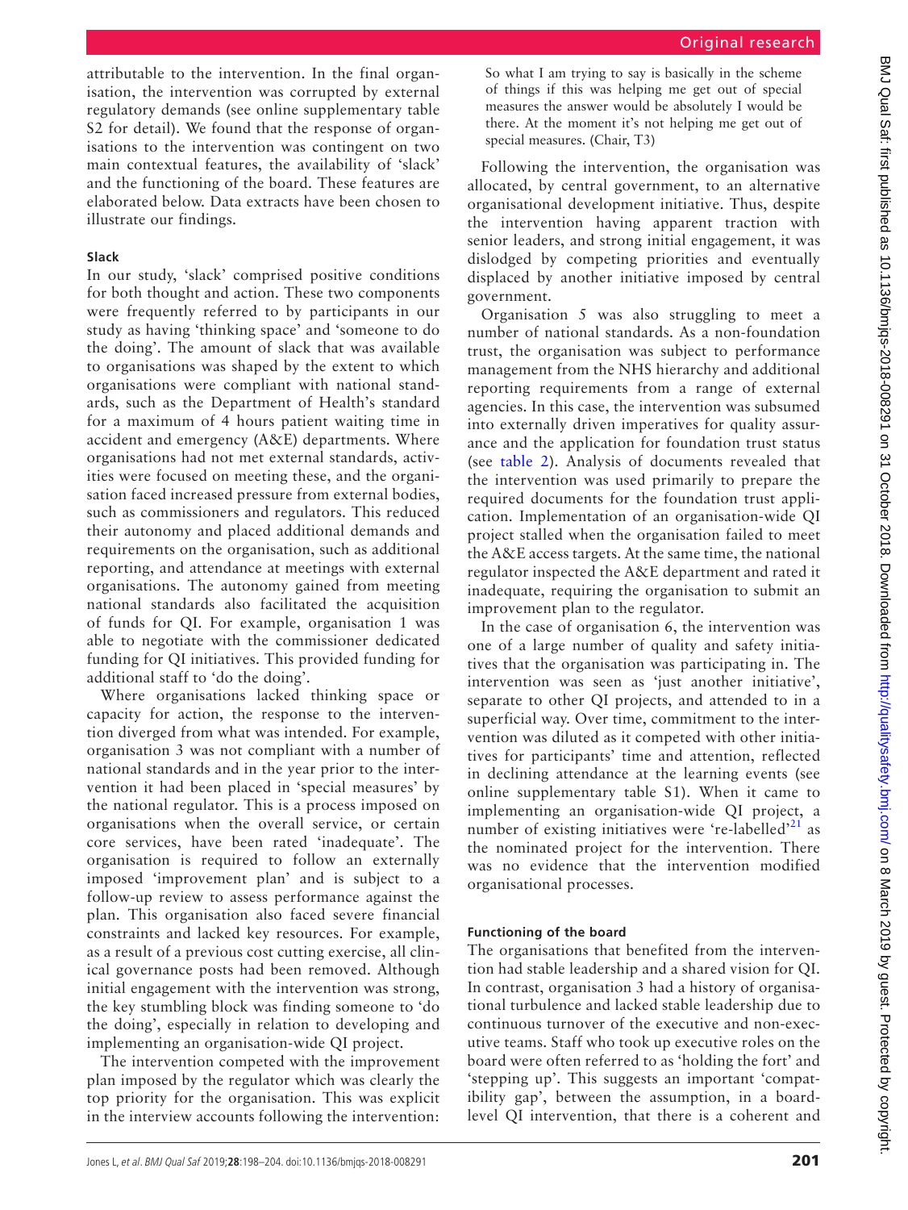attributable to the intervention. In the final organisation, the intervention was corrupted by external regulatory demands (see online supplementary table S2 for detail). We found that the response of organisations to the intervention was contingent on two main contextual features, the availability of 'slack' and the functioning of the board. These features are elaborated below. Data extracts have been chosen to illustrate our findings.

### Slack

In our study, 'slack' comprised positive conditions for both thought and action. These two components were frequently referred to by participants in our study as having 'thinking space' and 'someone to do the doing'. The amount of slack that was available to organisations was shaped by the extent to which organisations were compliant with national standards, such as the Department of Health's standard for a maximum of 4 hours patient waiting time in accident and emergency (A&E) departments. Where organisations had not met external standards, activities were focused on meeting these, and the organisation faced increased pressure from external bodies, such as commissioners and regulators. This reduced their autonomy and placed additional demands and requirements on the organisation, such as additional reporting, and attendance at meetings with external organisations. The autonomy gained from meeting national standards also facilitated the acquisition of funds for QI. For example, organisation 1 was able to negotiate with the commissioner dedicated funding for QI initiatives. This provided funding for additional staff to 'do the doing'.

Where organisations lacked thinking space or capacity for action, the response to the intervention diverged from what was intended. For example, organisation 3 was not compliant with a number of national standards and in the year prior to the intervention it had been placed in 'special measures' by the national regulator. This is a process imposed on organisations when the overall service, or certain core services, have been rated 'inadequate'. The organisation is required to follow an externally imposed 'improvement plan' and is subject to a follow-up review to assess performance against the plan. This organisation also faced severe financial constraints and lacked key resources. For example, as a result of a previous cost cutting exercise, all clinical governance posts had been removed. Although initial engagement with the intervention was strong, the key stumbling block was finding someone to 'do the doing', especially in relation to developing and implementing an organisation-wide QI project.

The intervention competed with the improvement plan imposed by the regulator which was clearly the top priority for the organisation. This was explicit in the interview accounts following the intervention:

> So what I am trying to say is basically in the scheme of things if this was helping me get out of special measures the answer would be absolutely I would be there. At the moment it's not helping me get out of special measures. (Chair, T3)

Following the intervention, the organisation was allocated, by central government, to an alternative organisational development initiative. Thus, despite the intervention having apparent traction with senior leaders, and strong initial engagement, it was dislodged by competing priorities and eventually displaced by another initiative imposed by central government.

Organisation 5 was also struggling to meet a number of national standards. As a non-foundation trust, the organisation was subject to performance management from the NHS hierarchy and additional reporting requirements from a range of external agencies. In this case, the intervention was subsumed into externally driven imperatives for quality assurance and the application for foundation trust status (see table 2). Analysis of documents revealed that the intervention was used primarily to prepare the required documents for the foundation trust application. Implementation of an organisation-wide QI project stalled when the organisation failed to meet the A&E access targets. At the same time, the national regulator inspected the A&E department and rated it inadequate, requiring the organisation to submit an improvement plan to the regulator.

In the case of organisation 6, the intervention was one of a large number of quality and safety initiatives that the organisation was participating in. The intervention was seen as 'just another initiative', separate to other QI projects, and attended to in a superficial way. Over time, commitment to the intervention was diluted as it competed with other initiatives for participants' time and attention, reflected in declining attendance at the learning events (see online supplementary table S1). When it came to implementing an organisation-wide QI project, a number of existing initiatives were 're-labelled'[21] as the nominated project for the intervention. There was no evidence that the intervention modified organisational processes.

### Functioning of the board

The organisations that benefited from the intervention had stable leadership and a shared vision for QI. In contrast, organisation 3 had a history of organisational turbulence and lacked stable leadership due to continuous turnover of the executive and non-executive teams. Staff who took up executive roles on the board were often referred to as 'holding the fort' and 'stepping up'. This suggests an important 'compatibility gap', between the assumption, in a board-level QI intervention, that there is a coherent and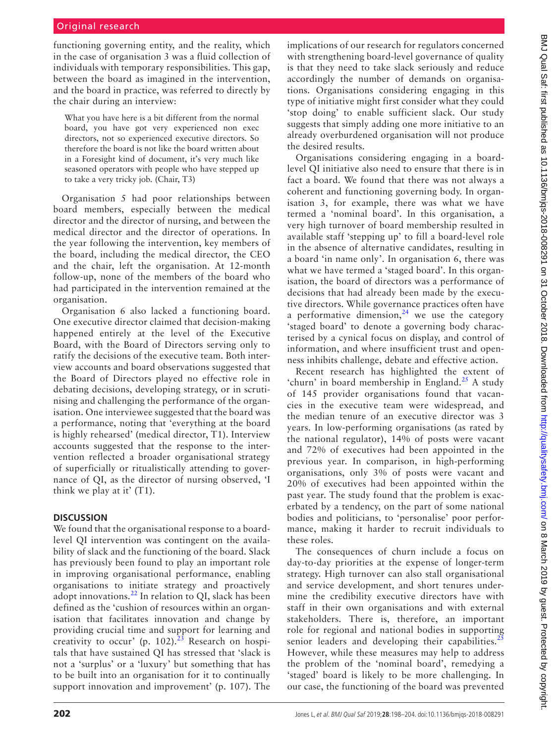functioning governing entity, and the reality, which in the case of organisation 3 was a fluid collection of individuals with temporary responsibilities. This gap, between the board as imagined in the intervention, and the board in practice, was referred to directly by the chair during an interview:

> What you have here is a bit different from the normal board, you have got very experienced non exec directors, not so experienced executive directors. So therefore the board is not like the board written about in a Foresight kind of document, it's very much like seasoned operators with people who have stepped up to take a very tricky job. (Chair, T3)

Organisation 5 had poor relationships between board members, especially between the medical director and the director of nursing, and between the medical director and the director of operations. In the year following the intervention, key members of the board, including the medical director, the CEO and the chair, left the organisation. At 12-month follow-up, none of the members of the board who had participated in the intervention remained at the organisation.

Organisation 6 also lacked a functioning board. One executive director claimed that decision-making happened entirely at the level of the Executive Board, with the Board of Directors serving only to ratify the decisions of the executive team. Both interview accounts and board observations suggested that the Board of Directors played no effective role in debating decisions, developing strategy, or in scrutinising and challenging the performance of the organisation. One interviewee suggested that the board was a performance, noting that 'everything at the board is highly rehearsed' (medical director, T1). Interview accounts suggested that the response to the intervention reflected a broader organisational strategy of superficially or ritualistically attending to governance of QI, as the director of nursing observed, 'I think we play at it' (T1).

## DISCUSSION

We found that the organisational response to a board-level QI intervention was contingent on the availability of slack and the functioning of the board. Slack has previously been found to play an important role in improving organisational performance, enabling organisations to initiate strategy and proactively adopt innovations.[22] In relation to QI, slack has been defined as the 'cushion of resources within an organisation that facilitates innovation and change by providing crucial time and support for learning and creativity to occur' (p. 102).[23] Research on hospitals that have sustained QI has stressed that 'slack is not a 'surplus' or a 'luxury' but something that has to be built into an organisation for it to continually support innovation and improvement' (p. 107). The implications of our research for regulators concerned with strengthening board-level governance of quality is that they need to take slack seriously and reduce accordingly the number of demands on organisations. Organisations considering engaging in this type of initiative might first consider what they could 'stop doing' to enable sufficient slack. Our study suggests that simply adding one more initiative to an already overburdened organisation will not produce the desired results.

Organisations considering engaging in a board-level QI initiative also need to ensure that there is in fact a board. We found that there was not always a coherent and functioning governing body. In organisation 3, for example, there was what we have termed a 'nominal board'. In this organisation, a very high turnover of board membership resulted in available staff 'stepping up' to fill a board-level role in the absence of alternative candidates, resulting in a board 'in name only'. In organisation 6, there was what we have termed a 'staged board'. In this organisation, the board of directors was a performance of decisions that had already been made by the executive directors. While governance practices often have a performative dimension,[24] we use the category 'staged board' to denote a governing body characterised by a cynical focus on display, and control of information, and where insufficient trust and openness inhibits challenge, debate and effective action.

Recent research has highlighted the extent of 'churn' in board membership in England.[25] A study of 145 provider organisations found that vacancies in the executive team were widespread, and the median tenure of an executive director was 3 years. In low-performing organisations (as rated by the national regulator), 14% of posts were vacant and 72% of executives had been appointed in the previous year. In comparison, in high-performing organisations, only 3% of posts were vacant and 20% of executives had been appointed within the past year. The study found that the problem is exacerbated by a tendency, on the part of some national bodies and politicians, to 'personalise' poor performance, making it harder to recruit individuals to these roles.

The consequences of churn include a focus on day-to-day priorities at the expense of longer-term strategy. High turnover can also stall organisational and service development, and short tenures undermine the credibility executive directors have with staff in their own organisations and with external stakeholders. There is, therefore, an important role for regional and national bodies in supporting senior leaders and developing their capabilities.[25] However, while these measures may help to address the problem of the 'nominal board', remedying a 'staged' board is likely to be more challenging. In our case, the functioning of the board was prevented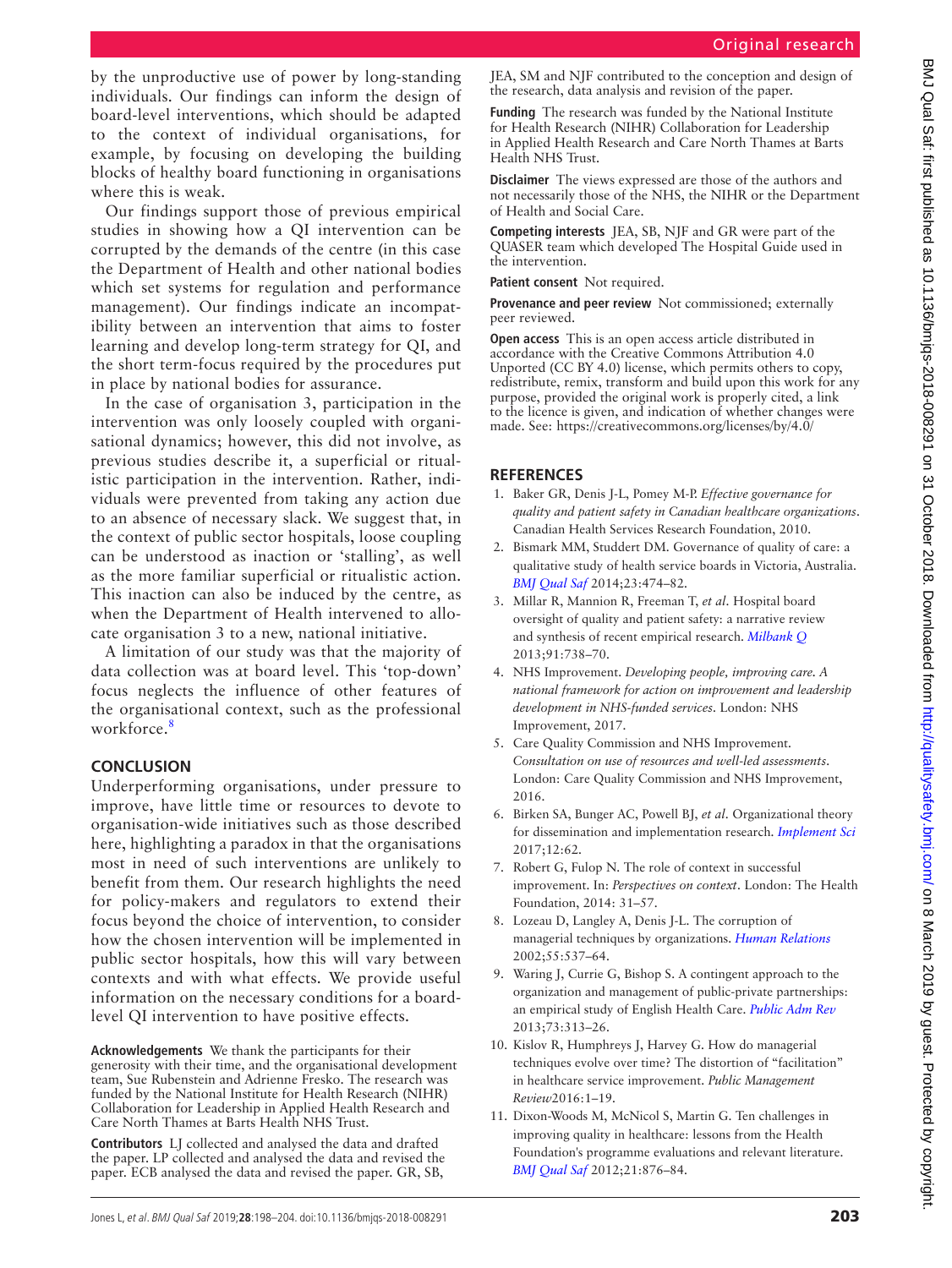by the unproductive use of power by long-standing individuals. Our findings can inform the design of board-level interventions, which should be adapted to the context of individual organisations, for example, by focusing on developing the building blocks of healthy board functioning in organisations where this is weak.

Our findings support those of previous empirical studies in showing how a QI intervention can be corrupted by the demands of the centre (in this case the Department of Health and other national bodies which set systems for regulation and performance management). Our findings indicate an incompatibility between an intervention that aims to foster learning and develop long-term strategy for QI, and the short term-focus required by the procedures put in place by national bodies for assurance.

In the case of organisation 3, participation in the intervention was only loosely coupled with organisational dynamics; however, this did not involve, as previous studies describe it, a superficial or ritualistic participation in the intervention. Rather, individuals were prevented from taking any action due to an absence of necessary slack. We suggest that, in the context of public sector hospitals, loose coupling can be understood as inaction or 'stalling', as well as the more familiar superficial or ritualistic action. This inaction can also be induced by the centre, as when the Department of Health intervened to allocate organisation 3 to a new, national initiative.

A limitation of our study was that the majority of data collection was at board level. This 'top-down' focus neglects the influence of other features of the organisational context, such as the professional workforce.[8]

## CONCLUSION

Underperforming organisations, under pressure to improve, have little time or resources to devote to organisation-wide initiatives such as those described here, highlighting a paradox in that the organisations most in need of such interventions are unlikely to benefit from them. Our research highlights the need for policy-makers and regulators to extend their focus beyond the choice of intervention, to consider how the chosen intervention will be implemented in public sector hospitals, how this will vary between contexts and with what effects. We provide useful information on the necessary conditions for a board-level QI intervention to have positive effects.

**Acknowledgements** We thank the participants for their generosity with their time, and the organisational development team, Sue Rubenstein and Adrienne Fresko. The research was funded by the National Institute for Health Research (NIHR) Collaboration for Leadership in Applied Health Research and Care North Thames at Barts Health NHS Trust.

**Contributors** LJ collected and analysed the data and drafted the paper. LP collected and analysed the data and revised the paper. ECB analysed the data and revised the paper. GR, SB, JEA, SM and NJF contributed to the conception and design of the research, data analysis and revision of the paper.

**Funding** The research was funded by the National Institute for Health Research (NIHR) Collaboration for Leadership in Applied Health Research and Care North Thames at Barts Health NHS Trust.

**Disclaimer** The views expressed are those of the authors and not necessarily those of the NHS, the NIHR or the Department of Health and Social Care.

**Competing interests** JEA, SB, NJF and GR were part of the QUASER team which developed The Hospital Guide used in the intervention.

**Patient consent** Not required.

**Provenance and peer review** Not commissioned; externally peer reviewed.

**Open access** This is an open access article distributed in accordance with the Creative Commons Attribution 4.0 Unported (CC BY 4.0) license, which permits others to copy, redistribute, remix, transform and build upon this work for any purpose, provided the original work is properly cited, a link to the licence is given, and indication of whether changes were made. See: https://creativecommons.org/licenses/by/4.0/

## REFERENCES

1. Baker GR, Denis J-L, Pomey M-P. *Effective governance for quality and patient safety in Canadian healthcare organizations*. Canadian Health Services Research Foundation, 2010.
2. Bismark MM, Studdert DM. Governance of quality of care: a qualitative study of health service boards in Victoria, Australia. *BMJ Qual Saf* 2014;23:474–82.
3. Millar R, Mannion R, Freeman T, *et al*. Hospital board oversight of quality and patient safety: a narrative review and synthesis of recent empirical research. *Milbank Q* 2013;91:738–70.
4. NHS Improvement. *Developing people, improving care. A national framework for action on improvement and leadership development in NHS-funded services*. London: NHS Improvement, 2017.
5. Care Quality Commission and NHS Improvement. *Consultation on use of resources and well-led assessments*. London: Care Quality Commission and NHS Improvement, 2016.
6. Birken SA, Bunger AC, Powell BJ, *et al*. Organizational theory for dissemination and implementation research. *Implement Sci* 2017;12:62.
7. Robert G, Fulop N. The role of context in successful improvement. In: *Perspectives on context*. London: The Health Foundation, 2014: 31–57.
8. Lozeau D, Langley A, Denis J-L. The corruption of managerial techniques by organizations. *Human Relations* 2002;55:537–64.
9. Waring J, Currie G, Bishop S. A contingent approach to the organization and management of public-private partnerships: an empirical study of English Health Care. *Public Adm Rev* 2013;73:313–26.
10. Kislov R, Humphreys J, Harvey G. How do managerial techniques evolve over time? The distortion of "facilitation" in healthcare service improvement. *Public Management Review*2016:1–19.
11. Dixon-Woods M, McNicol S, Martin G. Ten challenges in improving quality in healthcare: lessons from the Health Foundation's programme evaluations and relevant literature. *BMJ Qual Saf* 2012;21:876–84.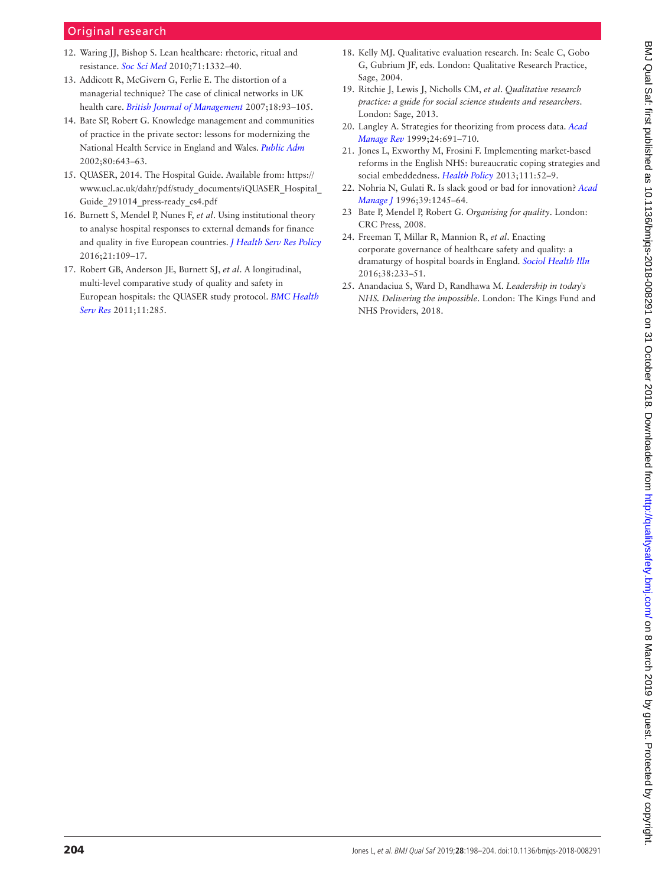12. Waring JJ, Bishop S. Lean healthcare: rhetoric, ritual and resistance. *Soc Sci Med* 2010;71:1332–40.
13. Addicott R, McGivern G, Ferlie E. The distortion of a managerial technique? The case of clinical networks in UK health care. *British Journal of Management* 2007;18:93–105.
14. Bate SP, Robert G. Knowledge management and communities of practice in the private sector: lessons for modernizing the National Health Service in England and Wales. *Public Adm* 2002;80:643–63.
15. QUASER, 2014. The Hospital Guide. Available from: https://www.ucl.ac.uk/dahr/pdf/study_documents/iQUASER_Hospital_Guide_291014_press-ready_cs4.pdf
16. Burnett S, Mendel P, Nunes F, *et al*. Using institutional theory to analyse hospital responses to external demands for finance and quality in five European countries. *J Health Serv Res Policy* 2016;21:109–17.
17. Robert GB, Anderson JE, Burnett SJ, *et al*. A longitudinal, multi-level comparative study of quality and safety in European hospitals: the QUASER study protocol. *BMC Health Serv Res* 2011;11:285.
18. Kelly MJ. Qualitative evaluation research. In: Seale C, Gobo G, Gubrium JF, eds. London: Qualitative Research Practice, Sage, 2004.
19. Ritchie J, Lewis J, Nicholls CM, *et al*. *Qualitative research practice: a guide for social science students and researchers*. London: Sage, 2013.
20. Langley A. Strategies for theorizing from process data. *Acad Manage Rev* 1999;24:691–710.
21. Jones L, Exworthy M, Frosini F. Implementing market-based reforms in the English NHS: bureaucratic coping strategies and social embeddedness. *Health Policy* 2013;111:52–9.
22. Nohria N, Gulati R. Is slack good or bad for innovation? *Acad Manage J* 1996;39:1245–64.
23 Bate P, Mendel P, Robert G. *Organising for quality*. London: CRC Press, 2008.
24. Freeman T, Millar R, Mannion R, *et al*. Enacting corporate governance of healthcare safety and quality: a dramaturgy of hospital boards in England. *Sociol Health Illn* 2016;38:233–51.
25. Anandaciua S, Ward D, Randhawa M. *Leadership in today's NHS. Delivering the impossible*. London: The Kings Fund and NHS Providers, 2018.